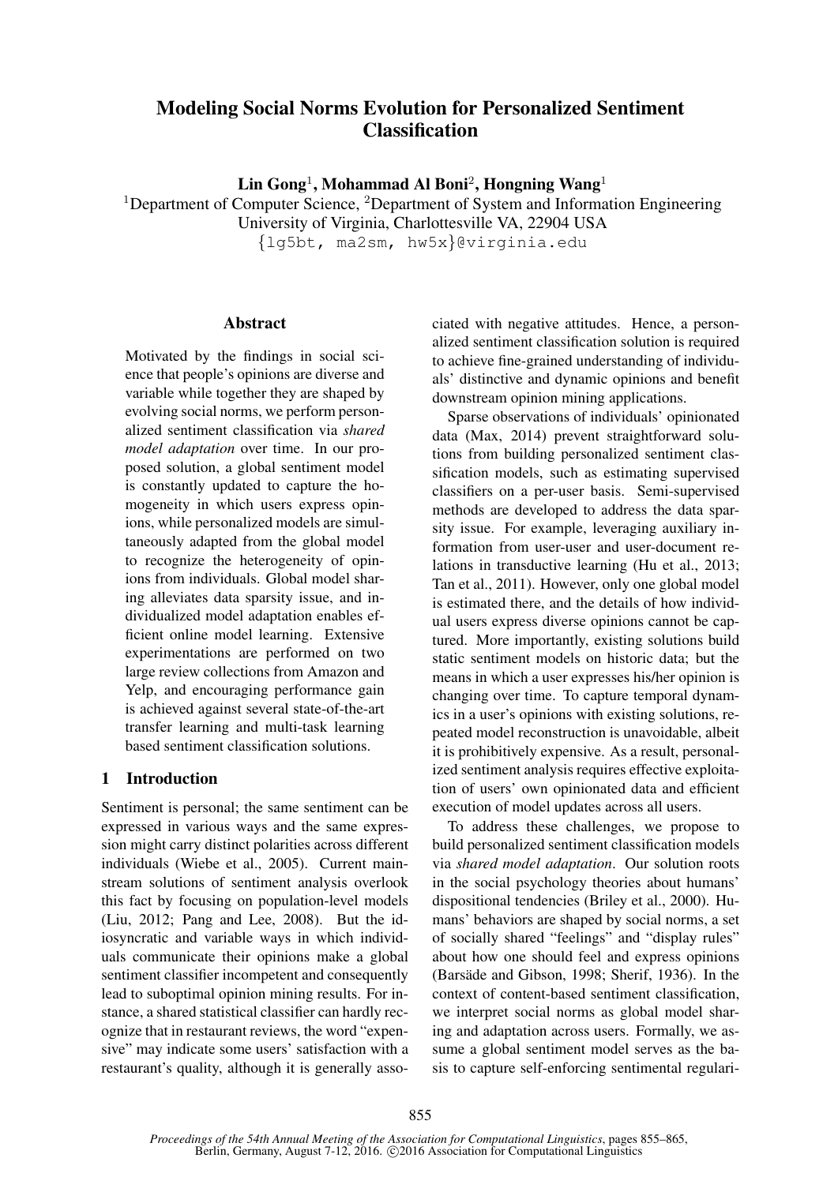# Modeling Social Norms Evolution for Personalized Sentiment Classification

**Lin Gong**[1], **Mohammad Al Boni**[2], **Hongning Wang**[1]

[1]Department of Computer Science, [2]Department of System and Information Engineering
University of Virginia, Charlottesville VA, 22904 USA
{lg5bt, ma2sm, hw5x}@virginia.edu

## Abstract

Motivated by the findings in social science that people's opinions are diverse and variable while together they are shaped by evolving social norms, we perform personalized sentiment classification via *shared model adaptation* over time. In our proposed solution, a global sentiment model is constantly updated to capture the homogeneity in which users express opinions, while personalized models are simultaneously adapted from the global model to recognize the heterogeneity of opinions from individuals. Global model sharing alleviates data sparsity issue, and individualized model adaptation enables efficient online model learning. Extensive experimentations are performed on two large review collections from Amazon and Yelp, and encouraging performance gain is achieved against several state-of-the-art transfer learning and multi-task learning based sentiment classification solutions.

## 1 Introduction

Sentiment is personal; the same sentiment can be expressed in various ways and the same expression might carry distinct polarities across different individuals (Wiebe et al., 2005). Current mainstream solutions of sentiment analysis overlook this fact by focusing on population-level models (Liu, 2012; Pang and Lee, 2008). But the idiosyncratic and variable ways in which individuals communicate their opinions make a global sentiment classifier incompetent and consequently lead to suboptimal opinion mining results. For instance, a shared statistical classifier can hardly recognize that in restaurant reviews, the word "expensive" may indicate some users' satisfaction with a restaurant's quality, although it is generally associated with negative attitudes. Hence, a personalized sentiment classification solution is required to achieve fine-grained understanding of individuals' distinctive and dynamic opinions and benefit downstream opinion mining applications.

Sparse observations of individuals' opinionated data (Max, 2014) prevent straightforward solutions from building personalized sentiment classification models, such as estimating supervised classifiers on a per-user basis. Semi-supervised methods are developed to address the data sparsity issue. For example, leveraging auxiliary information from user-user and user-document relations in transductive learning (Hu et al., 2013; Tan et al., 2011). However, only one global model is estimated there, and the details of how individual users express diverse opinions cannot be captured. More importantly, existing solutions build static sentiment models on historic data; but the means in which a user expresses his/her opinion is changing over time. To capture temporal dynamics in a user's opinions with existing solutions, repeated model reconstruction is unavoidable, albeit it is prohibitively expensive. As a result, personalized sentiment analysis requires effective exploitation of users' own opinionated data and efficient execution of model updates across all users.

To address these challenges, we propose to build personalized sentiment classification models via *shared model adaptation*. Our solution roots in the social psychology theories about humans' dispositional tendencies (Briley et al., 2000). Humans' behaviors are shaped by social norms, a set of socially shared "feelings" and "display rules" about how one should feel and express opinions (Barsäde and Gibson, 1998; Sherif, 1936). In the context of content-based sentiment classification, we interpret social norms as global model sharing and adaptation across users. Formally, we assume a global sentiment model serves as the basis to capture self-enforcing sentimental regulari-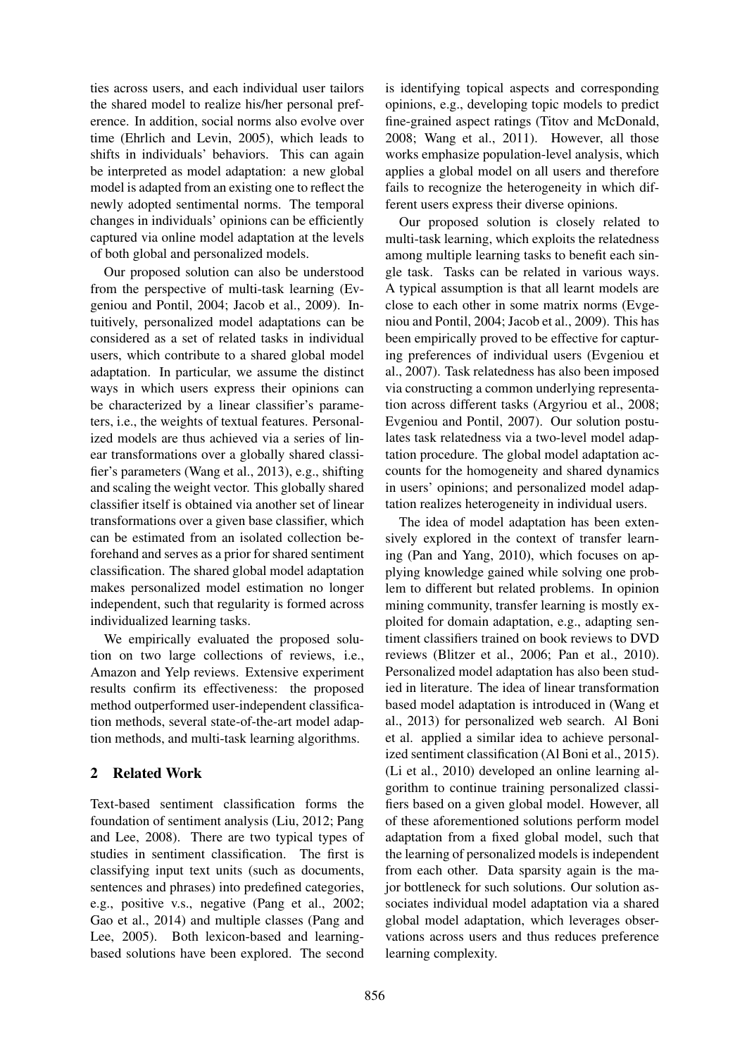ties across users, and each individual user tailors the shared model to realize his/her personal preference. In addition, social norms also evolve over time (Ehrlich and Levin, 2005), which leads to shifts in individuals' behaviors. This can again be interpreted as model adaptation: a new global model is adapted from an existing one to reflect the newly adopted sentimental norms. The temporal changes in individuals' opinions can be efficiently captured via online model adaptation at the levels of both global and personalized models.

Our proposed solution can also be understood from the perspective of multi-task learning (Evgeniou and Pontil, 2004; Jacob et al., 2009). Intuitively, personalized model adaptations can be considered as a set of related tasks in individual users, which contribute to a shared global model adaptation. In particular, we assume the distinct ways in which users express their opinions can be characterized by a linear classifier's parameters, i.e., the weights of textual features. Personalized models are thus achieved via a series of linear transformations over a globally shared classifier's parameters (Wang et al., 2013), e.g., shifting and scaling the weight vector. This globally shared classifier itself is obtained via another set of linear transformations over a given base classifier, which can be estimated from an isolated collection beforehand and serves as a prior for shared sentiment classification. The shared global model adaptation makes personalized model estimation no longer independent, such that regularity is formed across individualized learning tasks.

We empirically evaluated the proposed solution on two large collections of reviews, i.e., Amazon and Yelp reviews. Extensive experiment results confirm its effectiveness: the proposed method outperformed user-independent classification methods, several state-of-the-art model adaptation methods, and multi-task learning algorithms.

## 2 Related Work

Text-based sentiment classification forms the foundation of sentiment analysis (Liu, 2012; Pang and Lee, 2008). There are two typical types of studies in sentiment classification. The first is classifying input text units (such as documents, sentences and phrases) into predefined categories, e.g., positive v.s., negative (Pang et al., 2002; Gao et al., 2014) and multiple classes (Pang and Lee, 2005). Both lexicon-based and learning-based solutions have been explored. The second is identifying topical aspects and corresponding opinions, e.g., developing topic models to predict fine-grained aspect ratings (Titov and McDonald, 2008; Wang et al., 2011). However, all those works emphasize population-level analysis, which applies a global model on all users and therefore fails to recognize the heterogeneity in which different users express their diverse opinions.

Our proposed solution is closely related to multi-task learning, which exploits the relatedness among multiple learning tasks to benefit each single task. Tasks can be related in various ways. A typical assumption is that all learnt models are close to each other in some matrix norms (Evgeniou and Pontil, 2004; Jacob et al., 2009). This has been empirically proved to be effective for capturing preferences of individual users (Evgeniou et al., 2007). Task relatedness has also been imposed via constructing a common underlying representation across different tasks (Argyriou et al., 2008; Evgeniou and Pontil, 2007). Our solution postulates task relatedness via a two-level model adaptation procedure. The global model adaptation accounts for the homogeneity and shared dynamics in users' opinions; and personalized model adaptation realizes heterogeneity in individual users.

The idea of model adaptation has been extensively explored in the context of transfer learning (Pan and Yang, 2010), which focuses on applying knowledge gained while solving one problem to different but related problems. In opinion mining community, transfer learning is mostly exploited for domain adaptation, e.g., adapting sentiment classifiers trained on book reviews to DVD reviews (Blitzer et al., 2006; Pan et al., 2010). Personalized model adaptation has also been studied in literature. The idea of linear transformation based model adaptation is introduced in (Wang et al., 2013) for personalized web search. Al Boni et al. applied a similar idea to achieve personalized sentiment classification (Al Boni et al., 2015). (Li et al., 2010) developed an online learning algorithm to continue training personalized classifiers based on a given global model. However, all of these aforementioned solutions perform model adaptation from a fixed global model, such that the learning of personalized models is independent from each other. Data sparsity again is the major bottleneck for such solutions. Our solution associates individual model adaptation via a shared global model adaptation, which leverages observations across users and thus reduces preference learning complexity.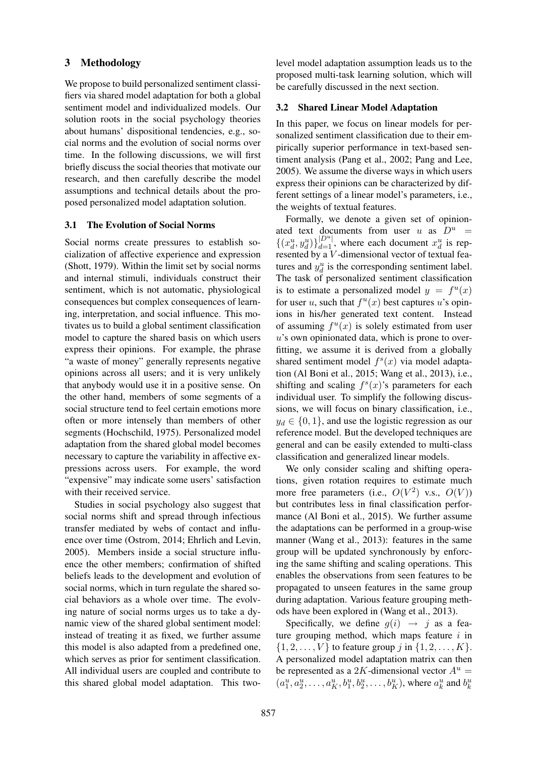## 3 Methodology

We propose to build personalized sentiment classifiers via shared model adaptation for both a global sentiment model and individualized models. Our solution roots in the social psychology theories about humans' dispositional tendencies, e.g., social norms and the evolution of social norms over time. In the following discussions, we will first briefly discuss the social theories that motivate our research, and then carefully describe the model assumptions and technical details about the proposed personalized model adaptation solution.

### 3.1 The Evolution of Social Norms

Social norms create pressures to establish socialization of affective experience and expression (Shott, 1979). Within the limit set by social norms and internal stimuli, individuals construct their sentiment, which is not automatic, physiological consequences but complex consequences of learning, interpretation, and social influence. This motivates us to build a global sentiment classification model to capture the shared basis on which users express their opinions. For example, the phrase "a waste of money" generally represents negative opinions across all users; and it is very unlikely that anybody would use it in a positive sense. On the other hand, members of some segments of a social structure tend to feel certain emotions more often or more intensely than members of other segments (Hochschild, 1975). Personalized model adaptation from the shared global model becomes necessary to capture the variability in affective expressions across users. For example, the word "expensive" may indicate some users' satisfaction with their received service.

Studies in social psychology also suggest that social norms shift and spread through infectious transfer mediated by webs of contact and influence over time (Ostrom, 2014; Ehrlich and Levin, 2005). Members inside a social structure influence the other members; confirmation of shifted beliefs leads to the development and evolution of social norms, which in turn regulate the shared social behaviors as a whole over time. The evolving nature of social norms urges us to take a dynamic view of the shared global sentiment model: instead of treating it as fixed, we further assume this model is also adapted from a predefined one, which serves as prior for sentiment classification. All individual users are coupled and contribute to this shared global model adaptation. This two-level model adaptation assumption leads us to the proposed multi-task learning solution, which will be carefully discussed in the next section.

### 3.2 Shared Linear Model Adaptation

In this paper, we focus on linear models for personalized sentiment classification due to their empirically superior performance in text-based sentiment analysis (Pang et al., 2002; Pang and Lee, 2005). We assume the diverse ways in which users express their opinions can be characterized by different settings of a linear model's parameters, i.e., the weights of textual features.

Formally, we denote a given set of opinionated text documents from user $u$ as $D^u = \{(x^u_d, y^u_d)\}^{|D^u|}_{d=1}$, where each document $x^u_d$ is represented by a $V$-dimensional vector of textual features and $y^u_d$ is the corresponding sentiment label. The task of personalized sentiment classification is to estimate a personalized model $y = f^u(x)$ for user $u$, such that $f^u(x)$ best captures $u$'s opinions in his/her generated text content. Instead of assuming $f^u(x)$ is solely estimated from user $u$'s own opinionated data, which is prone to overfitting, we assume it is derived from a globally shared sentiment model $f^s(x)$ via model adaptation (Al Boni et al., 2015; Wang et al., 2013), i.e., shifting and scaling $f^s(x)$'s parameters for each individual user. To simplify the following discussions, we will focus on binary classification, i.e., $y_d \in \{0, 1\}$, and use the logistic regression as our reference model. But the developed techniques are general and can be easily extended to multi-class classification and generalized linear models.

We only consider scaling and shifting operations, given rotation requires to estimate much more free parameters (i.e., $O(V^2)$ v.s., $O(V)$) but contributes less in final classification performance (Al Boni et al., 2015). We further assume the adaptations can be performed in a group-wise manner (Wang et al., 2013): features in the same group will be updated synchronously by enforcing the same shifting and scaling operations. This enables the observations from seen features to be propagated to unseen features in the same group during adaptation. Various feature grouping methods have been explored in (Wang et al., 2013).

Specifically, we define $g(i) \rightarrow j$ as a feature grouping method, which maps feature $i$ in $\{1, 2, \ldots, V\}$ to feature group $j$ in $\{1, 2, \ldots, K\}$. A personalized model adaptation matrix can then be represented as a $2K$-dimensional vector $A^u = (a^u_1, a^u_2, \ldots, a^u_K, b^u_1, b^u_2, \ldots, b^u_K)$, where $a^u_k$ and $b^u_k$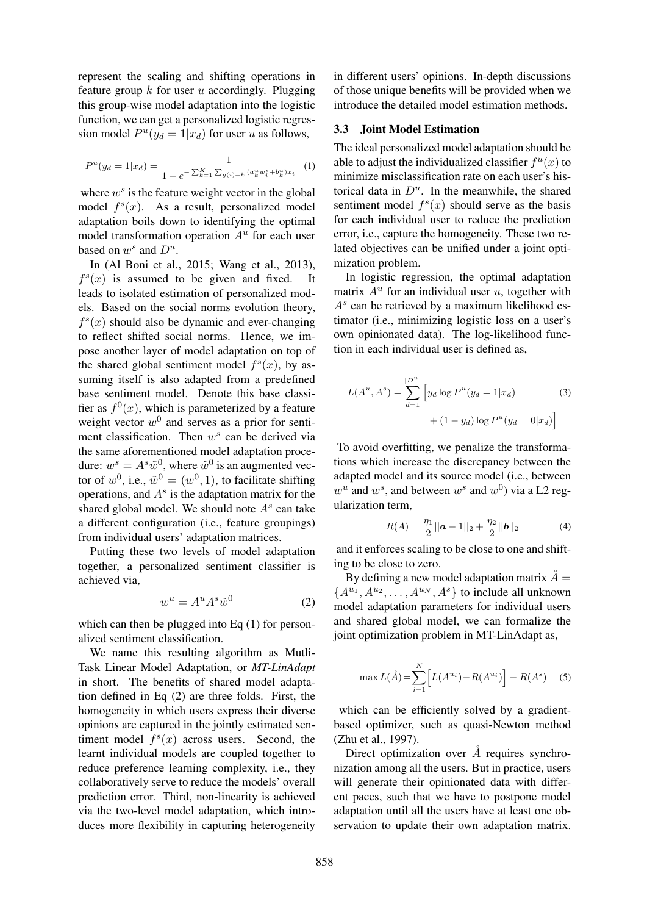represent the scaling and shifting operations in feature group $k$ for user $u$ accordingly. Plugging this group-wise model adaptation into the logistic function, we can get a personalized logistic regression model $P^u(y_d = 1|x_d)$ for user $u$ as follows,

$$P^u(y_d = 1|x_d) = \frac{1}{1 + e^{-\sum_{k=1}^{K}\sum_{g(i)=k}(a_k^u w_i^s + b_k^u)x_i}} \quad (1)$$

where $w^s$ is the feature weight vector in the global model $f^s(x)$. As a result, personalized model adaptation boils down to identifying the optimal model transformation operation $A^u$ for each user based on $w^s$ and $D^u$.

In (Al Boni et al., 2015; Wang et al., 2013), $f^s(x)$ is assumed to be given and fixed. It leads to isolated estimation of personalized models. Based on the social norms evolution theory, $f^s(x)$ should also be dynamic and ever-changing to reflect shifted social norms. Hence, we impose another layer of model adaptation on top of the shared global sentiment model $f^s(x)$, by assuming itself is also adapted from a predefined base sentiment model. Denote this base classifier as $f^0(x)$, which is parameterized by a feature weight vector $w^0$ and serves as a prior for sentiment classification. Then $w^s$ can be derived via the same aforementioned model adaptation procedure: $w^s = A^s\tilde{w}^0$, where $\tilde{w}^0$ is an augmented vector of $w^0$, i.e., $\tilde{w}^0 = (w^0, 1)$, to facilitate shifting operations, and $A^s$ is the adaptation matrix for the shared global model. We should note $A^s$ can take a different configuration (i.e., feature groupings) from individual users' adaptation matrices.

Putting these two levels of model adaptation together, a personalized sentiment classifier is achieved via,

$$w^u = A^u A^s \tilde{w}^0 \quad (2)$$

which can then be plugged into Eq (1) for personalized sentiment classification.

We name this resulting algorithm as Mutli-Task Linear Model Adaptation, or *MT-LinAdapt* in short. The benefits of shared model adaptation defined in Eq (2) are three folds. First, the homogeneity in which users express their diverse opinions are captured in the jointly estimated sentiment model $f^s(x)$ across users. Second, the learnt individual models are coupled together to reduce preference learning complexity, i.e., they collaboratively serve to reduce the models' overall prediction error. Third, non-linearity is achieved via the two-level model adaptation, which introduces more flexibility in capturing heterogeneity in different users' opinions. In-depth discussions of those unique benefits will be provided when we introduce the detailed model estimation methods.

### 3.3 Joint Model Estimation

The ideal personalized model adaptation should be able to adjust the individualized classifier $f^u(x)$ to minimize misclassification rate on each user's historical data in $D^u$. In the meanwhile, the shared sentiment model $f^s(x)$ should serve as the basis for each individual user to reduce the prediction error, i.e., capture the homogeneity. These two related objectives can be unified under a joint optimization problem.

In logistic regression, the optimal adaptation matrix $A^u$ for an individual user $u$, together with $A^s$ can be retrieved by a maximum likelihood estimator (i.e., minimizing logistic loss on a user's own opinionated data). The log-likelihood function in each individual user is defined as,

$$L(A^u, A^s) = \sum_{d=1}^{|D^u|}\Big[y_d \log P^u(y_d = 1|x_d) + (1 - y_d)\log P^u(y_d = 0|x_d)\Big] \quad (3)$$

To avoid overfitting, we penalize the transformations which increase the discrepancy between the adapted model and its source model (i.e., between $w^u$ and $w^s$, and between $w^s$ and $w^0$) via a L2 regularization term,

$$R(A) = \frac{\eta_1}{2}||\boldsymbol{a} - 1||_2 + \frac{\eta_2}{2}||\boldsymbol{b}||_2 \quad (4)$$

and it enforces scaling to be close to one and shifting to be close to zero.

By defining a new model adaptation matrix $\mathring{A} = \{A^{u_1}, A^{u_2}, \ldots, A^{u_N}, A^s\}$ to include all unknown model adaptation parameters for individual users and shared global model, we can formalize the joint optimization problem in MT-LinAdapt as,

$$\max L(\mathring{A}) = \sum_{i=1}^{N}\Big[L(A^{u_i}) - R(A^{u_i})\Big] - R(A^s) \quad (5)$$

which can be efficiently solved by a gradient-based optimizer, such as quasi-Newton method (Zhu et al., 1997).

Direct optimization over $\mathring{A}$ requires synchronization among all the users. But in practice, users will generate their opinionated data with different paces, such that we have to postpone model adaptation until all the users have at least one observation to update their own adaptation matrix.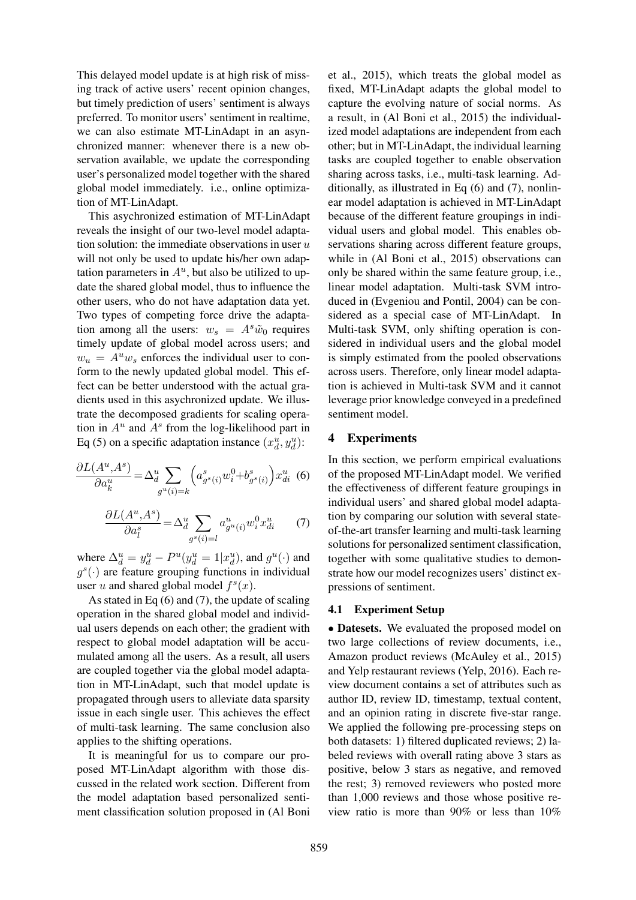This delayed model update is at high risk of missing track of active users' recent opinion changes, but timely prediction of users' sentiment is always preferred. To monitor users' sentiment in realtime, we can also estimate MT-LinAdapt in an asynchronized manner: whenever there is a new observation available, we update the corresponding user's personalized model together with the shared global model immediately. i.e., online optimization of MT-LinAdapt.

This asychronized estimation of MT-LinAdapt reveals the insight of our two-level model adaptation solution: the immediate observations in user $u$ will not only be used to update his/her own adaptation parameters in $A^u$, but also be utilized to update the shared global model, thus to influence the other users, who do not have adaptation data yet. Two types of competing force drive the adaptation among all the users: $w_s = A^s \tilde{w}_0$ requires timely update of global model across users; and $w_u = A^u w_s$ enforces the individual user to conform to the newly updated global model. This effect can be better understood with the actual gradients used in this asychronized update. We illustrate the decomposed gradients for scaling operation in $A^u$ and $A^s$ from the log-likelihood part in Eq (5) on a specific adaptation instance $(x^u_d, y^u_d)$:

$$\frac{\partial L(A^u,A^s)}{\partial a^u_k} = \Delta^u_d \sum_{g^u(i)=k} \left(a^s_{g^s(i)} w^0_i + b^s_{g^s(i)}\right) x^u_{di} \quad (6)$$

$$\frac{\partial L(A^u,A^s)}{\partial a^s_l} = \Delta^u_d \sum_{g^s(i)=l} a^u_{g^u(i)} w^0_i x^u_{di} \quad (7)$$

where $\Delta^u_d = y^u_d - P^u(y^u_d = 1|x^u_d)$, and $g^u(\cdot)$ and $g^s(\cdot)$ are feature grouping functions in individual user $u$ and shared global model $f^s(x)$.

As stated in Eq (6) and (7), the update of scaling operation in the shared global model and individual users depends on each other; the gradient with respect to global model adaptation will be accumulated among all the users. As a result, all users are coupled together via the global model adaptation in MT-LinAdapt, such that model update is propagated through users to alleviate data sparsity issue in each single user. This achieves the effect of multi-task learning. The same conclusion also applies to the shifting operations.

It is meaningful for us to compare our proposed MT-LinAdapt algorithm with those discussed in the related work section. Different from the model adaptation based personalized sentiment classification solution proposed in (Al Boni et al., 2015), which treats the global model as fixed, MT-LinAdapt adapts the global model to capture the evolving nature of social norms. As a result, in (Al Boni et al., 2015) the individualized model adaptations are independent from each other; but in MT-LinAdapt, the individual learning tasks are coupled together to enable observation sharing across tasks, i.e., multi-task learning. Additionally, as illustrated in Eq (6) and (7), nonlinear model adaptation is achieved in MT-LinAdapt because of the different feature groupings in individual users and global model. This enables observations sharing across different feature groups, while in (Al Boni et al., 2015) observations can only be shared within the same feature group, i.e., linear model adaptation. Multi-task SVM introduced in (Evgeniou and Pontil, 2004) can be considered as a special case of MT-LinAdapt. In Multi-task SVM, only shifting operation is considered in individual users and the global model is simply estimated from the pooled observations across users. Therefore, only linear model adaptation is achieved in Multi-task SVM and it cannot leverage prior knowledge conveyed in a predefined sentiment model.

## 4 Experiments

In this section, we perform empirical evaluations of the proposed MT-LinAdapt model. We verified the effectiveness of different feature groupings in individual users' and shared global model adaptation by comparing our solution with several state-of-the-art transfer learning and multi-task learning solutions for personalized sentiment classification, together with some qualitative studies to demonstrate how our model recognizes users' distinct expressions of sentiment.

### 4.1 Experiment Setup

• **Datasets.** We evaluated the proposed model on two large collections of review documents, i.e., Amazon product reviews (McAuley et al., 2015) and Yelp restaurant reviews (Yelp, 2016). Each review document contains a set of attributes such as author ID, review ID, timestamp, textual content, and an opinion rating in discrete five-star range. We applied the following pre-processing steps on both datasets: 1) filtered duplicated reviews; 2) labeled reviews with overall rating above 3 stars as positive, below 3 stars as negative, and removed the rest; 3) removed reviewers who posted more than 1,000 reviews and those whose positive review ratio is more than 90% or less than 10%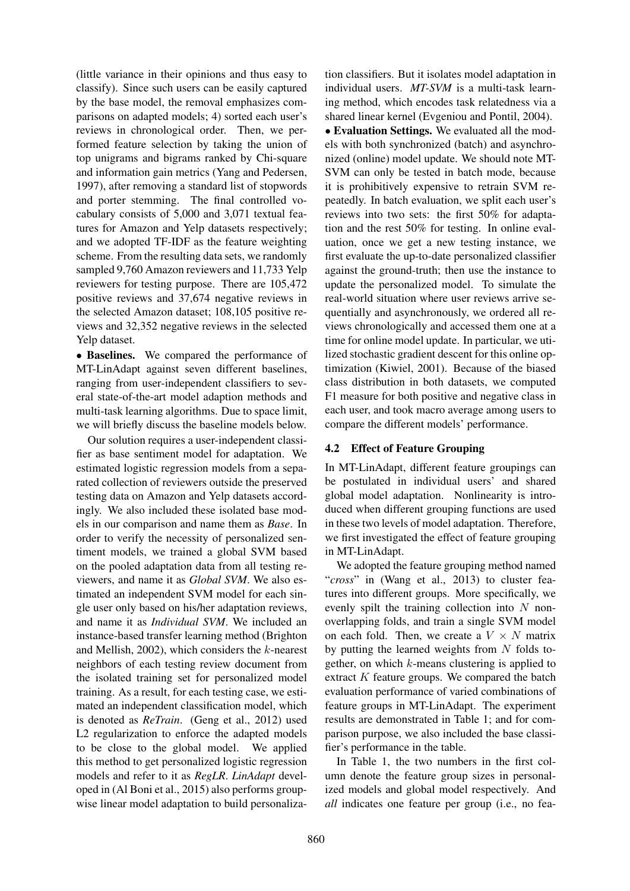(little variance in their opinions and thus easy to classify). Since such users can be easily captured by the base model, the removal emphasizes comparisons on adapted models; 4) sorted each user's reviews in chronological order. Then, we performed feature selection by taking the union of top unigrams and bigrams ranked by Chi-square and information gain metrics (Yang and Pedersen, 1997), after removing a standard list of stopwords and porter stemming. The final controlled vocabulary consists of 5,000 and 3,071 textual features for Amazon and Yelp datasets respectively; and we adopted TF-IDF as the feature weighting scheme. From the resulting data sets, we randomly sampled 9,760 Amazon reviewers and 11,733 Yelp reviewers for testing purpose. There are 105,472 positive reviews and 37,674 negative reviews in the selected Amazon dataset; 108,105 positive reviews and 32,352 negative reviews in the selected Yelp dataset.

• **Baselines.** We compared the performance of MT-LinAdapt against seven different baselines, ranging from user-independent classifiers to several state-of-the-art model adaption methods and multi-task learning algorithms. Due to space limit, we will briefly discuss the baseline models below.

Our solution requires a user-independent classifier as base sentiment model for adaptation. We estimated logistic regression models from a separated collection of reviewers outside the preserved testing data on Amazon and Yelp datasets accordingly. We also included these isolated base models in our comparison and name them as *Base*. In order to verify the necessity of personalized sentiment models, we trained a global SVM based on the pooled adaptation data from all testing reviewers, and name it as *Global SVM*. We also estimated an independent SVM model for each single user only based on his/her adaptation reviews, and name it as *Individual SVM*. We included an instance-based transfer learning method (Brighton and Mellish, 2002), which considers the $k$-nearest neighbors of each testing review document from the isolated training set for personalized model training. As a result, for each testing case, we estimated an independent classification model, which is denoted as *ReTrain*. (Geng et al., 2012) used L2 regularization to enforce the adapted models to be close to the global model. We applied this method to get personalized logistic regression models and refer to it as *RegLR*. *LinAdapt* developed in (Al Boni et al., 2015) also performs group-wise linear model adaptation to build personalization classifiers. But it isolates model adaptation in individual users. *MT-SVM* is a multi-task learning method, which encodes task relatedness via a shared linear kernel (Evgeniou and Pontil, 2004).

• **Evaluation Settings.** We evaluated all the models with both synchronized (batch) and asynchronized (online) model update. We should note MT-SVM can only be tested in batch mode, because it is prohibitively expensive to retrain SVM repeatedly. In batch evaluation, we split each user's reviews into two sets: the first 50% for adaptation and the rest 50% for testing. In online evaluation, once we get a new testing instance, we first evaluate the up-to-date personalized classifier against the ground-truth; then use the instance to update the personalized model. To simulate the real-world situation where user reviews arrive sequentially and asynchronously, we ordered all reviews chronologically and accessed them one at a time for online model update. In particular, we utilized stochastic gradient descent for this online optimization (Kiwiel, 2001). Because of the biased class distribution in both datasets, we computed F1 measure for both positive and negative class in each user, and took macro average among users to compare the different models' performance.

### 4.2 Effect of Feature Grouping

In MT-LinAdapt, different feature groupings can be postulated in individual users' and shared global model adaptation. Nonlinearity is introduced when different grouping functions are used in these two levels of model adaptation. Therefore, we first investigated the effect of feature grouping in MT-LinAdapt.

We adopted the feature grouping method named "*cross*" in (Wang et al., 2013) to cluster features into different groups. More specifically, we evenly spilt the training collection into $N$ non-overlapping folds, and train a single SVM model on each fold. Then, we create a $V \times N$ matrix by putting the learned weights from $N$ folds together, on which $k$-means clustering is applied to extract $K$ feature groups. We compared the batch evaluation performance of varied combinations of feature groups in MT-LinAdapt. The experiment results are demonstrated in Table 1; and for comparison purpose, we also included the base classifier's performance in the table.

In Table 1, the two numbers in the first column denote the feature group sizes in personalized models and global model respectively. And *all* indicates one feature per group (i.e., no fea-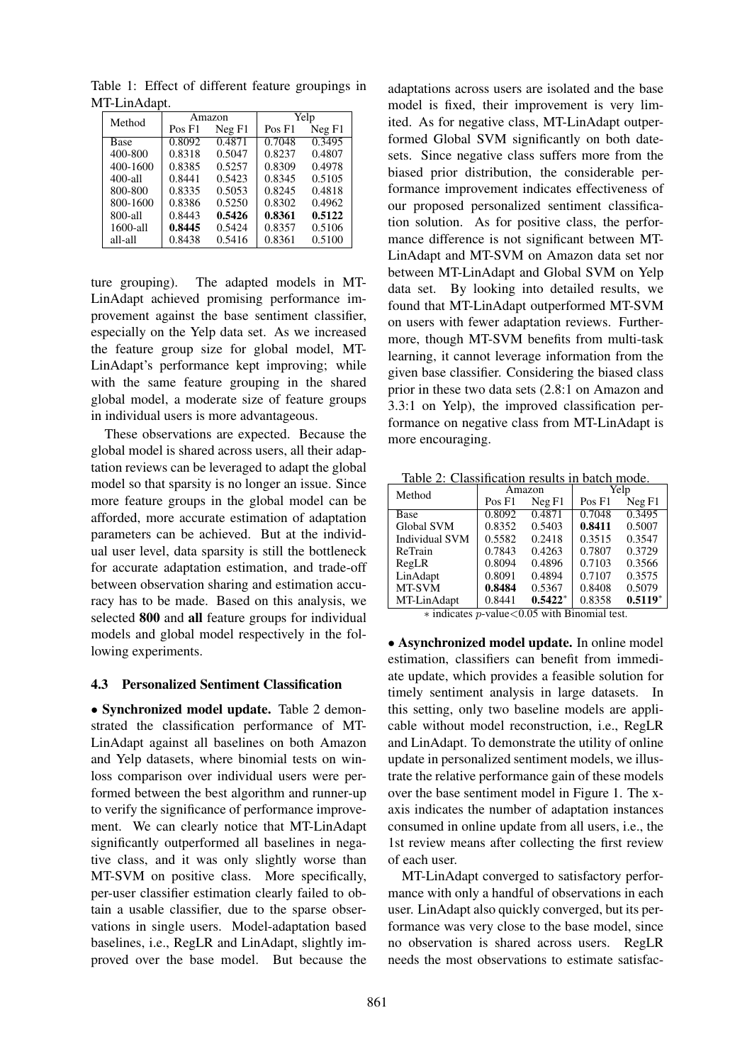Table 1: Effect of different feature groupings in MT-LinAdapt.

| Method | Amazon | | Yelp | |
|---|---|---|---|---|
| | Pos F1 | Neg F1 | Pos F1 | Neg F1 |
| Base | 0.8092 | 0.4871 | 0.7048 | 0.3495 |
| 400-800 | 0.8318 | 0.5047 | 0.8237 | 0.4807 |
| 400-1600 | 0.8385 | 0.5257 | 0.8309 | 0.4978 |
| 400-all | 0.8441 | 0.5423 | 0.8345 | 0.5105 |
| 800-800 | 0.8335 | 0.5053 | 0.8245 | 0.4818 |
| 800-1600 | 0.8386 | 0.5250 | 0.8302 | 0.4962 |
| 800-all | 0.8443 | **0.5426** | **0.8361** | **0.5122** |
| 1600-all | **0.8445** | 0.5424 | 0.8357 | 0.5106 |
| all-all | 0.8438 | 0.5416 | 0.8361 | 0.5100 |

ture grouping). The adapted models in MT-LinAdapt achieved promising performance improvement against the base sentiment classifier, especially on the Yelp data set. As we increased the feature group size for global model, MT-LinAdapt's performance kept improving; while with the same feature grouping in the shared global model, a moderate size of feature groups in individual users is more advantageous.

These observations are expected. Because the global model is shared across users, all their adaptation reviews can be leveraged to adapt the global model so that sparsity is no longer an issue. Since more feature groups in the global model can be afforded, more accurate estimation of adaptation parameters can be achieved. But at the individual user level, data sparsity is still the bottleneck for accurate adaptation estimation, and trade-off between observation sharing and estimation accuracy has to be made. Based on this analysis, we selected **800** and **all** feature groups for individual models and global model respectively in the following experiments.

### 4.3 Personalized Sentiment Classification

• **Synchronized model update.** Table 2 demonstrated the classification performance of MT-LinAdapt against all baselines on both Amazon and Yelp datasets, where binomial tests on win-loss comparison over individual users were performed between the best algorithm and runner-up to verify the significance of performance improvement. We can clearly notice that MT-LinAdapt significantly outperformed all baselines in negative class, and it was only slightly worse than MT-SVM on positive class. More specifically, per-user classifier estimation clearly failed to obtain a usable classifier, due to the sparse observations in single users. Model-adaptation based baselines, i.e., RegLR and LinAdapt, slightly improved over the base model. But because the adaptations across users are isolated and the base model is fixed, their improvement is very limited. As for negative class, MT-LinAdapt outperformed Global SVM significantly on both datesets. Since negative class suffers more from the biased prior distribution, the considerable performance improvement indicates effectiveness of our proposed personalized sentiment classification solution. As for positive class, the performance difference is not significant between MT-LinAdapt and MT-SVM on Amazon data set nor between MT-LinAdapt and Global SVM on Yelp data set. By looking into detailed results, we found that MT-LinAdapt outperformed MT-SVM on users with fewer adaptation reviews. Furthermore, though MT-SVM benefits from multi-task learning, it cannot leverage information from the given base classifier. Considering the biased class prior in these two data sets (2.8:1 on Amazon and 3.3:1 on Yelp), the improved classification performance on negative class from MT-LinAdapt is more encouraging.

Table 2: Classification results in batch mode.

| Method | Amazon | | Yelp | |
|---|---|---|---|---|
| | Pos F1 | Neg F1 | Pos F1 | Neg F1 |
| Base | 0.8092 | 0.4871 | 0.7048 | 0.3495 |
| Global SVM | 0.8352 | 0.5403 | **0.8411** | 0.5007 |
| Individual SVM | 0.5582 | 0.2418 | 0.3515 | 0.3547 |
| ReTrain | 0.7843 | 0.4263 | 0.7807 | 0.3729 |
| RegLR | 0.8094 | 0.4896 | 0.7103 | 0.3566 |
| LinAdapt | 0.8091 | 0.4894 | 0.7107 | 0.3575 |
| MT-SVM | **0.8484** | 0.5367 | 0.8408 | 0.5079 |
| MT-LinAdapt | 0.8441 | **0.5422**∗ | 0.8358 | **0.5119**∗ |

∗ indicates $p$-value<0.05 with Binomial test.

• **Asynchronized model update.** In online model estimation, classifiers can benefit from immediate update, which provides a feasible solution for timely sentiment analysis in large datasets. In this setting, only two baseline models are applicable without model reconstruction, i.e., RegLR and LinAdapt. To demonstrate the utility of online update in personalized sentiment models, we illustrate the relative performance gain of these models over the base sentiment model in Figure 1. The x-axis indicates the number of adaptation instances consumed in online update from all users, i.e., the 1st review means after collecting the first review of each user.

MT-LinAdapt converged to satisfactory performance with only a handful of observations in each user. LinAdapt also quickly converged, but its performance was very close to the base model, since no observation is shared across users. RegLR needs the most observations to estimate satisfac-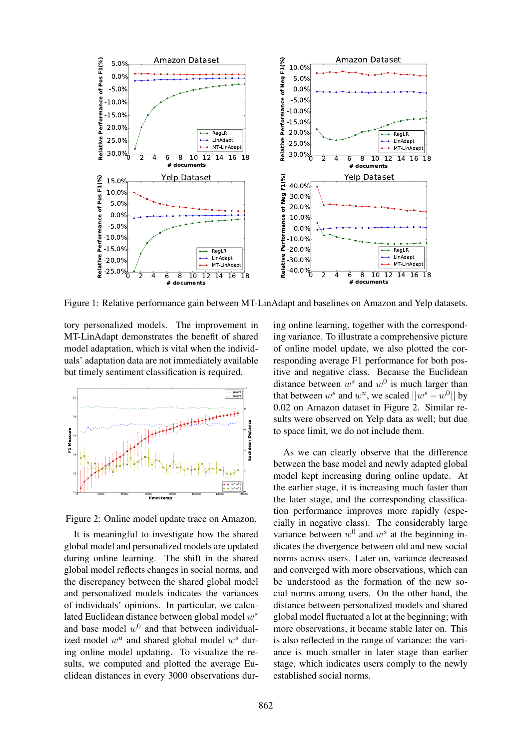Figure 1: Relative performance gain between MT-LinAdapt and baselines on Amazon and Yelp datasets.

tory personalized models. The improvement in MT-LinAdapt demonstrates the benefit of shared model adaptation, which is vital when the individuals' adaptation data are not immediately available but timely sentiment classification is required.

Figure 2: Online model update trace on Amazon.

It is meaningful to investigate how the shared global model and personalized models are updated during online learning. The shift in the shared global model reflects changes in social norms, and the discrepancy between the shared global model and personalized models indicates the variances of individuals' opinions. In particular, we calculated Euclidean distance between global model $w^s$ and base model $w^0$ and that between individualized model $w^u$ and shared global model $w^s$ during online model updating. To visualize the results, we computed and plotted the average Euclidean distances in every 3000 observations during online learning, together with the corresponding variance. To illustrate a comprehensive picture of online model update, we also plotted the corresponding average F1 performance for both positive and negative class. Because the Euclidean distance between $w^s$ and $w^0$ is much larger than that between $w^s$ and $w^u$, we scaled $||w^s - w^0||$ by 0.02 on Amazon dataset in Figure 2. Similar results were observed on Yelp data as well; but due to space limit, we do not include them.

As we can clearly observe that the difference between the base model and newly adapted global model kept increasing during online update. At the earlier stage, it is increasing much faster than the later stage, and the corresponding classification performance improves more rapidly (especially in negative class). The considerably large variance between $w^0$ and $w^s$ at the beginning indicates the divergence between old and new social norms across users. Later on, variance decreased and converged with more observations, which can be understood as the formation of the new social norms among users. On the other hand, the distance between personalized models and shared global model fluctuated a lot at the beginning; with more observations, it became stable later on. This is also reflected in the range of variance: the variance is much smaller in later stage than earlier stage, which indicates users comply to the newly established social norms.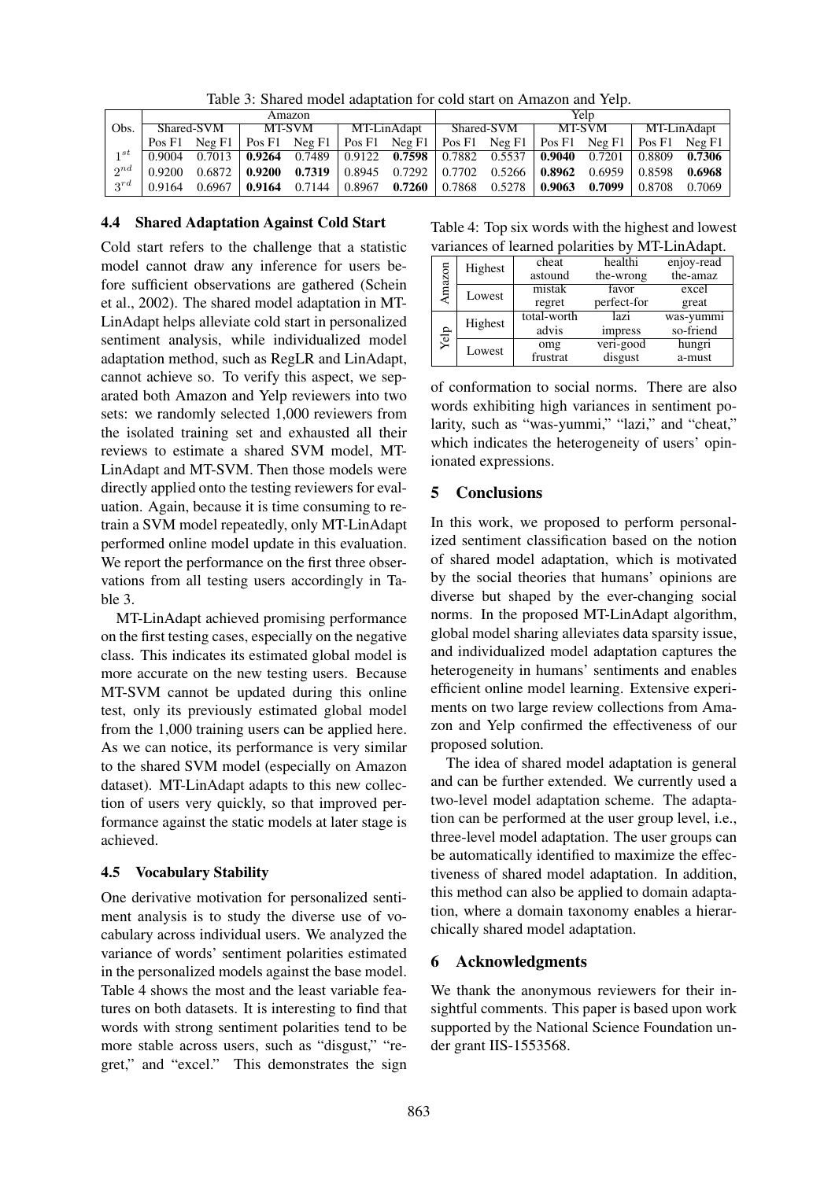Table 3: Shared model adaptation for cold start on Amazon and Yelp.

| Obs. | Amazon | | | | | | Yelp | | | | | |
|---|---|---|---|---|---|---|---|---|---|---|---|---|
| | Shared-SVM | | MT-SVM | | MT-LinAdapt | | Shared-SVM | | MT-SVM | | MT-LinAdapt | |
| | Pos F1 | Neg F1 | Pos F1 | Neg F1 | Pos F1 | Neg F1 | Pos F1 | Neg F1 | Pos F1 | Neg F1 | Pos F1 | Neg F1 |
| $1^{st}$ | 0.9004 | 0.7013 | **0.9264** | 0.7489 | 0.9122 | **0.7598** | 0.7882 | 0.5537 | **0.9040** | 0.7201 | 0.8809 | **0.7306** |
| $2^{nd}$ | 0.9200 | 0.6872 | **0.9200** | **0.7319** | 0.8945 | 0.7292 | 0.7702 | 0.5266 | **0.8962** | 0.6959 | 0.8598 | **0.6968** |
| $3^{rd}$ | 0.9164 | 0.6967 | **0.9164** | 0.7144 | 0.8967 | **0.7260** | 0.7868 | 0.5278 | **0.9063** | **0.7099** | 0.8708 | 0.7069 |

### 4.4 Shared Adaptation Against Cold Start

Cold start refers to the challenge that a statistic model cannot draw any inference for users before sufficient observations are gathered (Schein et al., 2002). The shared model adaptation in MT-LinAdapt helps alleviate cold start in personalized sentiment analysis, while individualized model adaptation method, such as RegLR and LinAdapt, cannot achieve so. To verify this aspect, we separated both Amazon and Yelp reviewers into two sets: we randomly selected 1,000 reviewers from the isolated training set and exhausted all their reviews to estimate a shared SVM model, MT-LinAdapt and MT-SVM. Then those models were directly applied onto the testing reviewers for evaluation. Again, because it is time consuming to retrain a SVM model repeatedly, only MT-LinAdapt performed online model update in this evaluation. We report the performance on the first three observations from all testing users accordingly in Table 3.

MT-LinAdapt achieved promising performance on the first testing cases, especially on the negative class. This indicates its estimated global model is more accurate on the new testing users. Because MT-SVM cannot be updated during this online test, only its previously estimated global model from the 1,000 training users can be applied here. As we can notice, its performance is very similar to the shared SVM model (especially on Amazon dataset). MT-LinAdapt adapts to this new collection of users very quickly, so that improved performance against the static models at later stage is achieved.

### 4.5 Vocabulary Stability

One derivative motivation for personalized sentiment analysis is to study the diverse use of vocabulary across individual users. We analyzed the variance of words' sentiment polarities estimated in the personalized models against the base model. Table 4 shows the most and the least variable features on both datasets. It is interesting to find that words with strong sentiment polarities tend to be more stable across users, such as "disgust," "regret," and "excel." This demonstrates the sign of conformation to social norms. There are also words exhibiting high variances in sentiment polarity, such as "was-yummi," "lazi," and "cheat," which indicates the heterogeneity of users' opinionated expressions.

Table 4: Top six words with the highest and lowest variances of learned polarities by MT-LinAdapt.

| | | | | |
|---|---|---|---|---|
| Amazon | Highest | cheat<br>astound | healthi<br>the-wrong | enjoy-read<br>the-amaz |
| | Lowest | mistak<br>regret | favor<br>perfect-for | excel<br>great |
| Yelp | Highest | total-worth<br>advis | lazi<br>impress | was-yummi<br>so-friend |
| | Lowest | omg<br>frustrat | veri-good<br>disgust | hungri<br>a-must |

## 5 Conclusions

In this work, we proposed to perform personalized sentiment classification based on the notion of shared model adaptation, which is motivated by the social theories that humans' opinions are diverse but shaped by the ever-changing social norms. In the proposed MT-LinAdapt algorithm, global model sharing alleviates data sparsity issue, and individualized model adaptation captures the heterogeneity in humans' sentiments and enables efficient online model learning. Extensive experiments on two large review collections from Amazon and Yelp confirmed the effectiveness of our proposed solution.

The idea of shared model adaptation is general and can be further extended. We currently used a two-level model adaptation scheme. The adaptation can be performed at the user group level, i.e., three-level model adaptation. The user groups can be automatically identified to maximize the effectiveness of shared model adaptation. In addition, this method can also be applied to domain adaptation, where a domain taxonomy enables a hierarchically shared model adaptation.

## 6 Acknowledgments

We thank the anonymous reviewers for their insightful comments. This paper is based upon work supported by the National Science Foundation under grant IIS-1553568.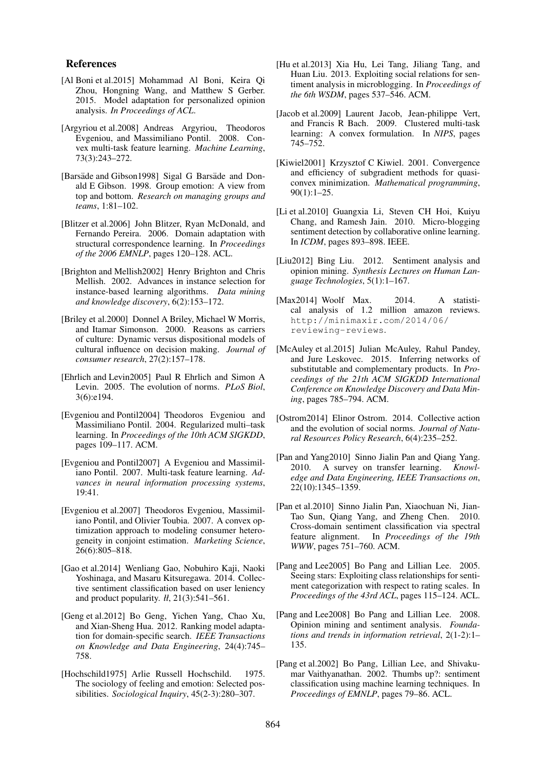## References

[Al Boni et al.2015] Mohammad Al Boni, Keira Qi Zhou, Hongning Wang, and Matthew S Gerber. 2015. Model adaptation for personalized opinion analysis. *In Proceedings of ACL*.

[Argyriou et al.2008] Andreas Argyriou, Theodoros Evgeniou, and Massimiliano Pontil. 2008. Convex multi-task feature learning. *Machine Learning*, 73(3):243–272.

[Barsäde and Gibson1998] Sigal G Barsäde and Donald E Gibson. 1998. Group emotion: A view from top and bottom. *Research on managing groups and teams*, 1:81–102.

[Blitzer et al.2006] John Blitzer, Ryan McDonald, and Fernando Pereira. 2006. Domain adaptation with structural correspondence learning. In *Proceedings of the 2006 EMNLP*, pages 120–128. ACL.

[Brighton and Mellish2002] Henry Brighton and Chris Mellish. 2002. Advances in instance selection for instance-based learning algorithms. *Data mining and knowledge discovery*, 6(2):153–172.

[Briley et al.2000] Donnel A Briley, Michael W Morris, and Itamar Simonson. 2000. Reasons as carriers of culture: Dynamic versus dispositional models of cultural influence on decision making. *Journal of consumer research*, 27(2):157–178.

[Ehrlich and Levin2005] Paul R Ehrlich and Simon A Levin. 2005. The evolution of norms. *PLoS Biol*, 3(6):e194.

[Evgeniou and Pontil2004] Theodoros Evgeniou and Massimiliano Pontil. 2004. Regularized multi–task learning. In *Proceedings of the 10th ACM SIGKDD*, pages 109–117. ACM.

[Evgeniou and Pontil2007] A Evgeniou and Massimiliano Pontil. 2007. Multi-task feature learning. *Advances in neural information processing systems*, 19:41.

[Evgeniou et al.2007] Theodoros Evgeniou, Massimiliano Pontil, and Olivier Toubia. 2007. A convex optimization approach to modeling consumer heterogeneity in conjoint estimation. *Marketing Science*, 26(6):805–818.

[Gao et al.2014] Wenliang Gao, Nobuhiro Kaji, Naoki Yoshinaga, and Masaru Kitsuregawa. 2014. Collective sentiment classification based on user leniency and product popularity. *tl*, 21(3):541–561.

[Geng et al.2012] Bo Geng, Yichen Yang, Chao Xu, and Xian-Sheng Hua. 2012. Ranking model adaptation for domain-specific search. *IEEE Transactions on Knowledge and Data Engineering*, 24(4):745–758.

[Hochschild1975] Arlie Russell Hochschild. 1975. The sociology of feeling and emotion: Selected possibilities. *Sociological Inquiry*, 45(2-3):280–307.

[Hu et al.2013] Xia Hu, Lei Tang, Jiliang Tang, and Huan Liu. 2013. Exploiting social relations for sentiment analysis in microblogging. In *Proceedings of the 6th WSDM*, pages 537–546. ACM.

[Jacob et al.2009] Laurent Jacob, Jean-philippe Vert, and Francis R Bach. 2009. Clustered multi-task learning: A convex formulation. In *NIPS*, pages 745–752.

[Kiwiel2001] Krzysztof C Kiwiel. 2001. Convergence and efficiency of subgradient methods for quasiconvex minimization. *Mathematical programming*, 90(1):1–25.

[Li et al.2010] Guangxia Li, Steven CH Hoi, Kuiyu Chang, and Ramesh Jain. 2010. Micro-blogging sentiment detection by collaborative online learning. In *ICDM*, pages 893–898. IEEE.

[Liu2012] Bing Liu. 2012. Sentiment analysis and opinion mining. *Synthesis Lectures on Human Language Technologies*, 5(1):1–167.

[Max2014] Woolf Max. 2014. A statistical analysis of 1.2 million amazon reviews. `http://minimaxir.com/2014/06/reviewing-reviews`.

[McAuley et al.2015] Julian McAuley, Rahul Pandey, and Jure Leskovec. 2015. Inferring networks of substitutable and complementary products. In *Proceedings of the 21th ACM SIGKDD International Conference on Knowledge Discovery and Data Mining*, pages 785–794. ACM.

[Ostrom2014] Elinor Ostrom. 2014. Collective action and the evolution of social norms. *Journal of Natural Resources Policy Research*, 6(4):235–252.

[Pan and Yang2010] Sinno Jialin Pan and Qiang Yang. 2010. A survey on transfer learning. *Knowledge and Data Engineering, IEEE Transactions on*, 22(10):1345–1359.

[Pan et al.2010] Sinno Jialin Pan, Xiaochuan Ni, Jian-Tao Sun, Qiang Yang, and Zheng Chen. 2010. Cross-domain sentiment classification via spectral feature alignment. In *Proceedings of the 19th WWW*, pages 751–760. ACM.

[Pang and Lee2005] Bo Pang and Lillian Lee. 2005. Seeing stars: Exploiting class relationships for sentiment categorization with respect to rating scales. In *Proceedings of the 43rd ACL*, pages 115–124. ACL.

[Pang and Lee2008] Bo Pang and Lillian Lee. 2008. Opinion mining and sentiment analysis. *Foundations and trends in information retrieval*, 2(1-2):1–135.

[Pang et al.2002] Bo Pang, Lillian Lee, and Shivakumar Vaithyanathan. 2002. Thumbs up?: sentiment classification using machine learning techniques. In *Proceedings of EMNLP*, pages 79–86. ACL.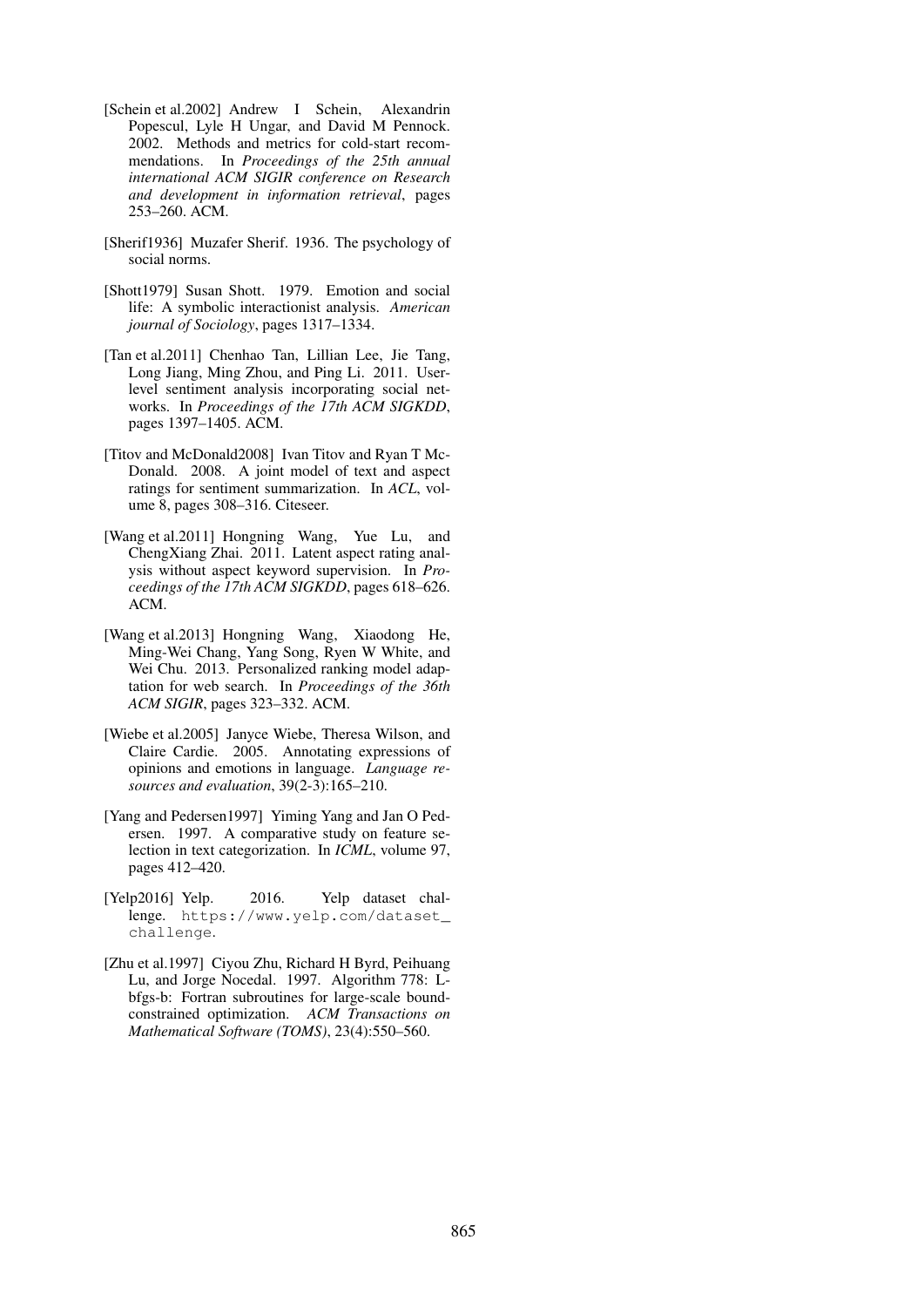[Schein et al.2002] Andrew I Schein, Alexandrin Popescul, Lyle H Ungar, and David M Pennock. 2002. Methods and metrics for cold-start recommendations. In *Proceedings of the 25th annual international ACM SIGIR conference on Research and development in information retrieval*, pages 253–260. ACM.

[Sherif1936] Muzafer Sherif. 1936. The psychology of social norms.

[Shott1979] Susan Shott. 1979. Emotion and social life: A symbolic interactionist analysis. *American journal of Sociology*, pages 1317–1334.

[Tan et al.2011] Chenhao Tan, Lillian Lee, Jie Tang, Long Jiang, Ming Zhou, and Ping Li. 2011. User-level sentiment analysis incorporating social networks. In *Proceedings of the 17th ACM SIGKDD*, pages 1397–1405. ACM.

[Titov and McDonald2008] Ivan Titov and Ryan T McDonald. 2008. A joint model of text and aspect ratings for sentiment summarization. In *ACL*, volume 8, pages 308–316. Citeseer.

[Wang et al.2011] Hongning Wang, Yue Lu, and ChengXiang Zhai. 2011. Latent aspect rating analysis without aspect keyword supervision. In *Proceedings of the 17th ACM SIGKDD*, pages 618–626. ACM.

[Wang et al.2013] Hongning Wang, Xiaodong He, Ming-Wei Chang, Yang Song, Ryen W White, and Wei Chu. 2013. Personalized ranking model adaptation for web search. In *Proceedings of the 36th ACM SIGIR*, pages 323–332. ACM.

[Wiebe et al.2005] Janyce Wiebe, Theresa Wilson, and Claire Cardie. 2005. Annotating expressions of opinions and emotions in language. *Language resources and evaluation*, 39(2-3):165–210.

[Yang and Pedersen1997] Yiming Yang and Jan O Pedersen. 1997. A comparative study on feature selection in text categorization. In *ICML*, volume 97, pages 412–420.

[Yelp2016] Yelp. 2016. Yelp dataset challenge. `https://www.yelp.com/dataset_challenge`.

[Zhu et al.1997] Ciyou Zhu, Richard H Byrd, Peihuang Lu, and Jorge Nocedal. 1997. Algorithm 778: L-bfgs-b: Fortran subroutines for large-scale bound-constrained optimization. *ACM Transactions on Mathematical Software (TOMS)*, 23(4):550–560.